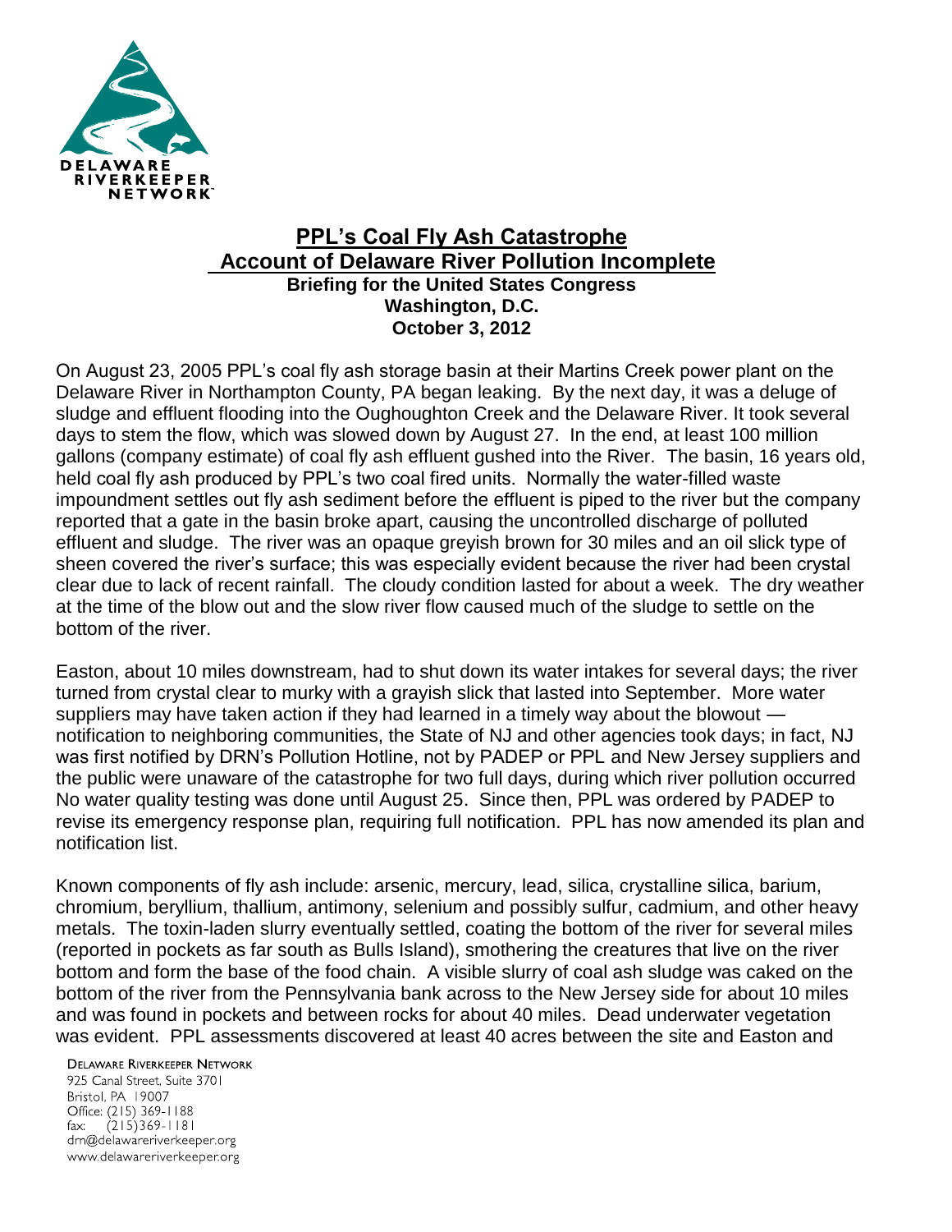DELAWARE RIVERKEEPER NETWORK

# PPL's Coal Fly Ash Catastrophe
# Account of Delaware River Pollution Incomplete

**Briefing for the United States Congress**
**Washington, D.C.**
**October 3, 2012**

On August 23, 2005 PPL's coal fly ash storage basin at their Martins Creek power plant on the Delaware River in Northampton County, PA began leaking. By the next day, it was a deluge of sludge and effluent flooding into the Oughoughton Creek and the Delaware River. It took several days to stem the flow, which was slowed down by August 27. In the end, at least 100 million gallons (company estimate) of coal fly ash effluent gushed into the River. The basin, 16 years old, held coal fly ash produced by PPL's two coal fired units. Normally the water-filled waste impoundment settles out fly ash sediment before the effluent is piped to the river but the company reported that a gate in the basin broke apart, causing the uncontrolled discharge of polluted effluent and sludge. The river was an opaque greyish brown for 30 miles and an oil slick type of sheen covered the river's surface; this was especially evident because the river had been crystal clear due to lack of recent rainfall. The cloudy condition lasted for about a week. The dry weather at the time of the blow out and the slow river flow caused much of the sludge to settle on the bottom of the river.

Easton, about 10 miles downstream, had to shut down its water intakes for several days; the river turned from crystal clear to murky with a grayish slick that lasted into September. More water suppliers may have taken action if they had learned in a timely way about the blowout — notification to neighboring communities, the State of NJ and other agencies took days; in fact, NJ was first notified by DRN's Pollution Hotline, not by PADEP or PPL and New Jersey suppliers and the public were unaware of the catastrophe for two full days, during which river pollution occurred No water quality testing was done until August 25. Since then, PPL was ordered by PADEP to revise its emergency response plan, requiring full notification. PPL has now amended its plan and notification list.

Known components of fly ash include: arsenic, mercury, lead, silica, crystalline silica, barium, chromium, beryllium, thallium, antimony, selenium and possibly sulfur, cadmium, and other heavy metals. The toxin-laden slurry eventually settled, coating the bottom of the river for several miles (reported in pockets as far south as Bulls Island), smothering the creatures that live on the river bottom and form the base of the food chain. A visible slurry of coal ash sludge was caked on the bottom of the river from the Pennsylvania bank across to the New Jersey side for about 10 miles and was found in pockets and between rocks for about 40 miles. Dead underwater vegetation was evident. PPL assessments discovered at least 40 acres between the site and Easton and

Delaware Riverkeeper Network
925 Canal Street, Suite 3701
Bristol, PA 19007
Office: (215) 369-1188
fax: (215)369-1181
drn@delawareriverkeeper.org
www.delawareriverkeeper.org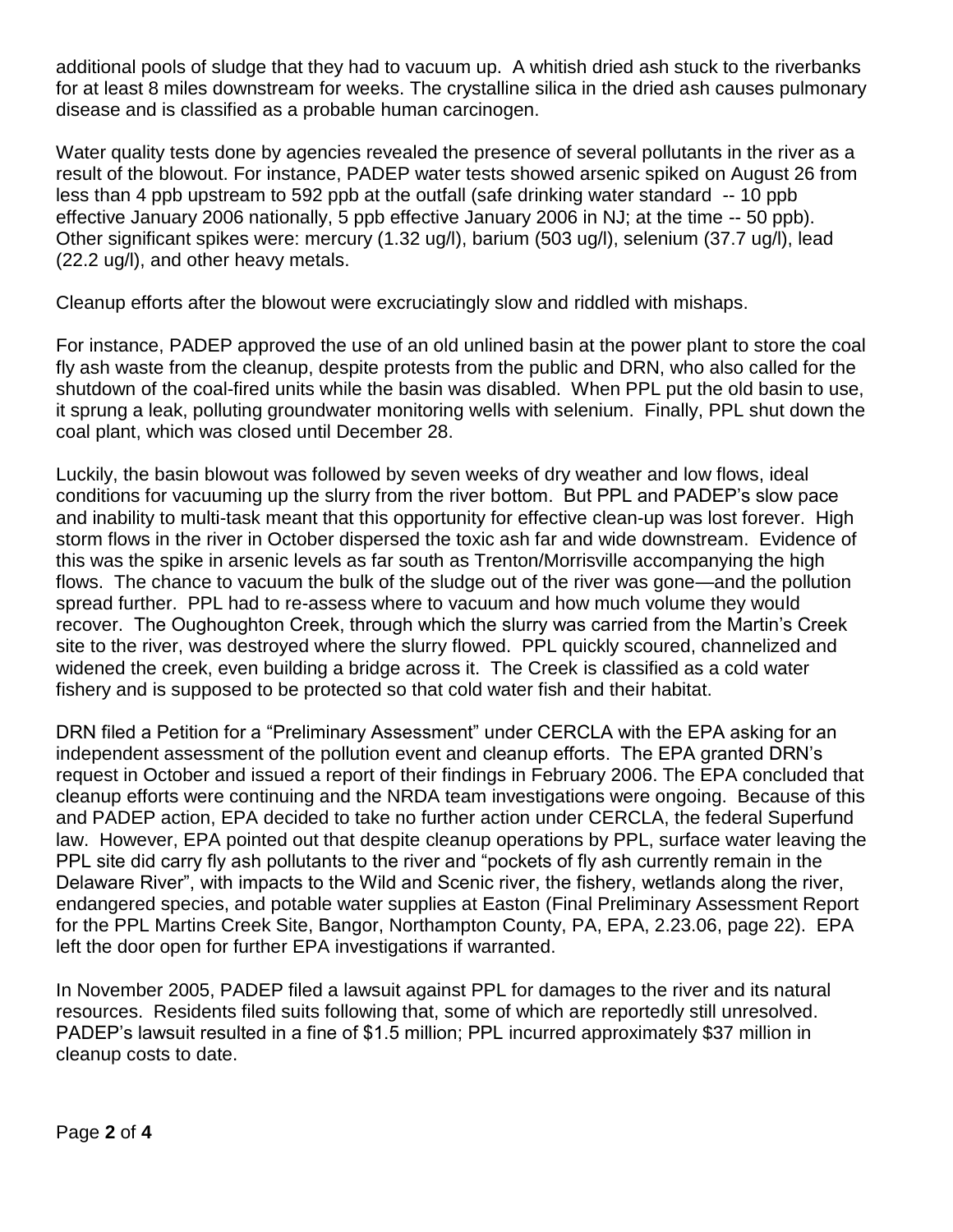additional pools of sludge that they had to vacuum up. A whitish dried ash stuck to the riverbanks for at least 8 miles downstream for weeks. The crystalline silica in the dried ash causes pulmonary disease and is classified as a probable human carcinogen.

Water quality tests done by agencies revealed the presence of several pollutants in the river as a result of the blowout. For instance, PADEP water tests showed arsenic spiked on August 26 from less than 4 ppb upstream to 592 ppb at the outfall (safe drinking water standard -- 10 ppb effective January 2006 nationally, 5 ppb effective January 2006 in NJ; at the time -- 50 ppb). Other significant spikes were: mercury (1.32 ug/l), barium (503 ug/l), selenium (37.7 ug/l), lead (22.2 ug/l), and other heavy metals.

Cleanup efforts after the blowout were excruciatingly slow and riddled with mishaps.

For instance, PADEP approved the use of an old unlined basin at the power plant to store the coal fly ash waste from the cleanup, despite protests from the public and DRN, who also called for the shutdown of the coal-fired units while the basin was disabled. When PPL put the old basin to use, it sprung a leak, polluting groundwater monitoring wells with selenium. Finally, PPL shut down the coal plant, which was closed until December 28.

Luckily, the basin blowout was followed by seven weeks of dry weather and low flows, ideal conditions for vacuuming up the slurry from the river bottom. But PPL and PADEP's slow pace and inability to multi-task meant that this opportunity for effective clean-up was lost forever. High storm flows in the river in October dispersed the toxic ash far and wide downstream. Evidence of this was the spike in arsenic levels as far south as Trenton/Morrisville accompanying the high flows. The chance to vacuum the bulk of the sludge out of the river was gone—and the pollution spread further. PPL had to re-assess where to vacuum and how much volume they would recover. The Oughoughton Creek, through which the slurry was carried from the Martin's Creek site to the river, was destroyed where the slurry flowed. PPL quickly scoured, channelized and widened the creek, even building a bridge across it. The Creek is classified as a cold water fishery and is supposed to be protected so that cold water fish and their habitat.

DRN filed a Petition for a "Preliminary Assessment" under CERCLA with the EPA asking for an independent assessment of the pollution event and cleanup efforts. The EPA granted DRN's request in October and issued a report of their findings in February 2006. The EPA concluded that cleanup efforts were continuing and the NRDA team investigations were ongoing. Because of this and PADEP action, EPA decided to take no further action under CERCLA, the federal Superfund law. However, EPA pointed out that despite cleanup operations by PPL, surface water leaving the PPL site did carry fly ash pollutants to the river and "pockets of fly ash currently remain in the Delaware River", with impacts to the Wild and Scenic river, the fishery, wetlands along the river, endangered species, and potable water supplies at Easton (Final Preliminary Assessment Report for the PPL Martins Creek Site, Bangor, Northampton County, PA, EPA, 2.23.06, page 22). EPA left the door open for further EPA investigations if warranted.

In November 2005, PADEP filed a lawsuit against PPL for damages to the river and its natural resources. Residents filed suits following that, some of which are reportedly still unresolved. PADEP's lawsuit resulted in a fine of $1.5 million; PPL incurred approximately $37 million in cleanup costs to date.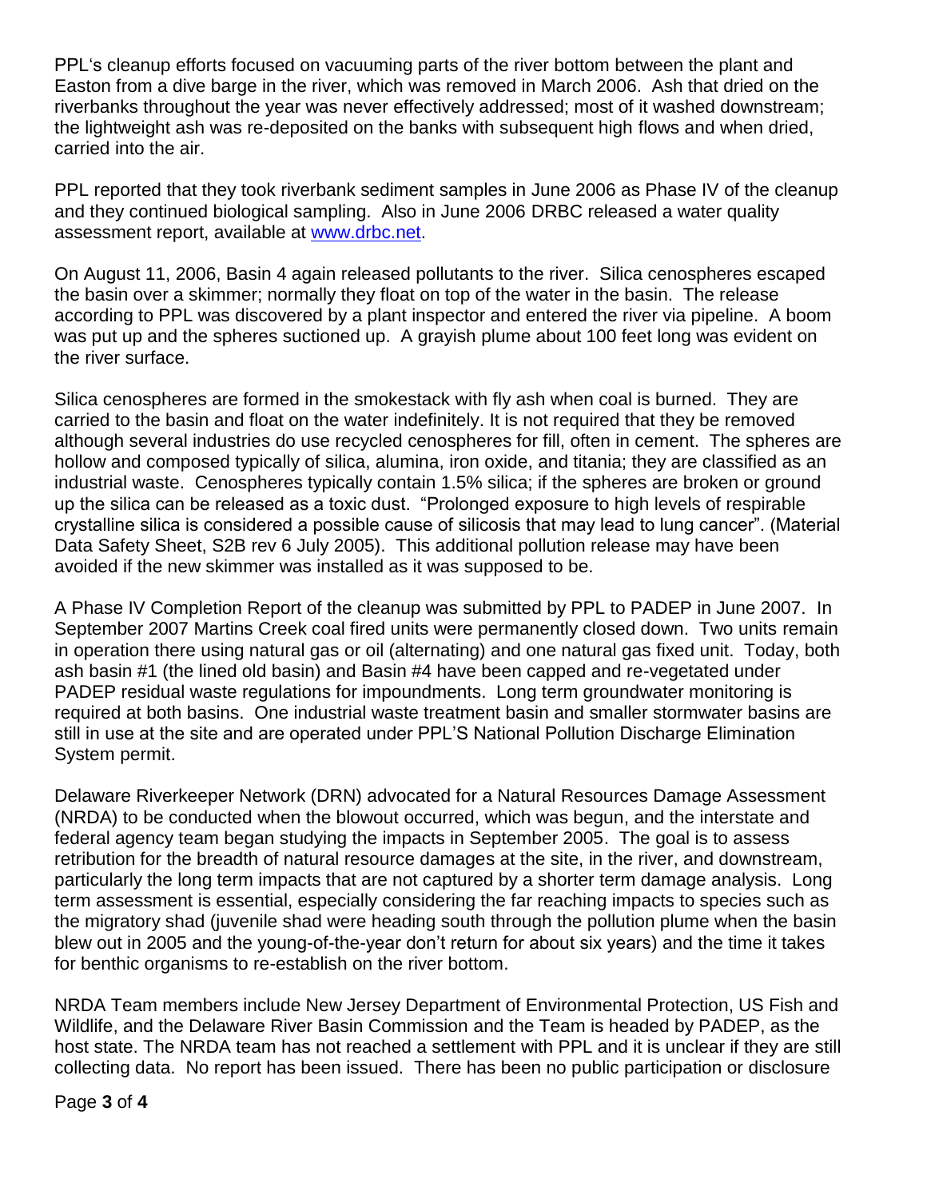PPL's cleanup efforts focused on vacuuming parts of the river bottom between the plant and Easton from a dive barge in the river, which was removed in March 2006. Ash that dried on the riverbanks throughout the year was never effectively addressed; most of it washed downstream; the lightweight ash was re-deposited on the banks with subsequent high flows and when dried, carried into the air.

PPL reported that they took riverbank sediment samples in June 2006 as Phase IV of the cleanup and they continued biological sampling. Also in June 2006 DRBC released a water quality assessment report, available at [www.drbc.net](www.drbc.net).

On August 11, 2006, Basin 4 again released pollutants to the river. Silica cenospheres escaped the basin over a skimmer; normally they float on top of the water in the basin. The release according to PPL was discovered by a plant inspector and entered the river via pipeline. A boom was put up and the spheres suctioned up. A grayish plume about 100 feet long was evident on the river surface.

Silica cenospheres are formed in the smokestack with fly ash when coal is burned. They are carried to the basin and float on the water indefinitely. It is not required that they be removed although several industries do use recycled cenospheres for fill, often in cement. The spheres are hollow and composed typically of silica, alumina, iron oxide, and titania; they are classified as an industrial waste. Cenospheres typically contain 1.5% silica; if the spheres are broken or ground up the silica can be released as a toxic dust. "Prolonged exposure to high levels of respirable crystalline silica is considered a possible cause of silicosis that may lead to lung cancer". (Material Data Safety Sheet, S2B rev 6 July 2005). This additional pollution release may have been avoided if the new skimmer was installed as it was supposed to be.

A Phase IV Completion Report of the cleanup was submitted by PPL to PADEP in June 2007. In September 2007 Martins Creek coal fired units were permanently closed down. Two units remain in operation there using natural gas or oil (alternating) and one natural gas fixed unit. Today, both ash basin #1 (the lined old basin) and Basin #4 have been capped and re-vegetated under PADEP residual waste regulations for impoundments. Long term groundwater monitoring is required at both basins. One industrial waste treatment basin and smaller stormwater basins are still in use at the site and are operated under PPL'S National Pollution Discharge Elimination System permit.

Delaware Riverkeeper Network (DRN) advocated for a Natural Resources Damage Assessment (NRDA) to be conducted when the blowout occurred, which was begun, and the interstate and federal agency team began studying the impacts in September 2005. The goal is to assess retribution for the breadth of natural resource damages at the site, in the river, and downstream, particularly the long term impacts that are not captured by a shorter term damage analysis. Long term assessment is essential, especially considering the far reaching impacts to species such as the migratory shad (juvenile shad were heading south through the pollution plume when the basin blew out in 2005 and the young-of-the-year don't return for about six years) and the time it takes for benthic organisms to re-establish on the river bottom.

NRDA Team members include New Jersey Department of Environmental Protection, US Fish and Wildlife, and the Delaware River Basin Commission and the Team is headed by PADEP, as the host state. The NRDA team has not reached a settlement with PPL and it is unclear if they are still collecting data. No report has been issued. There has been no public participation or disclosure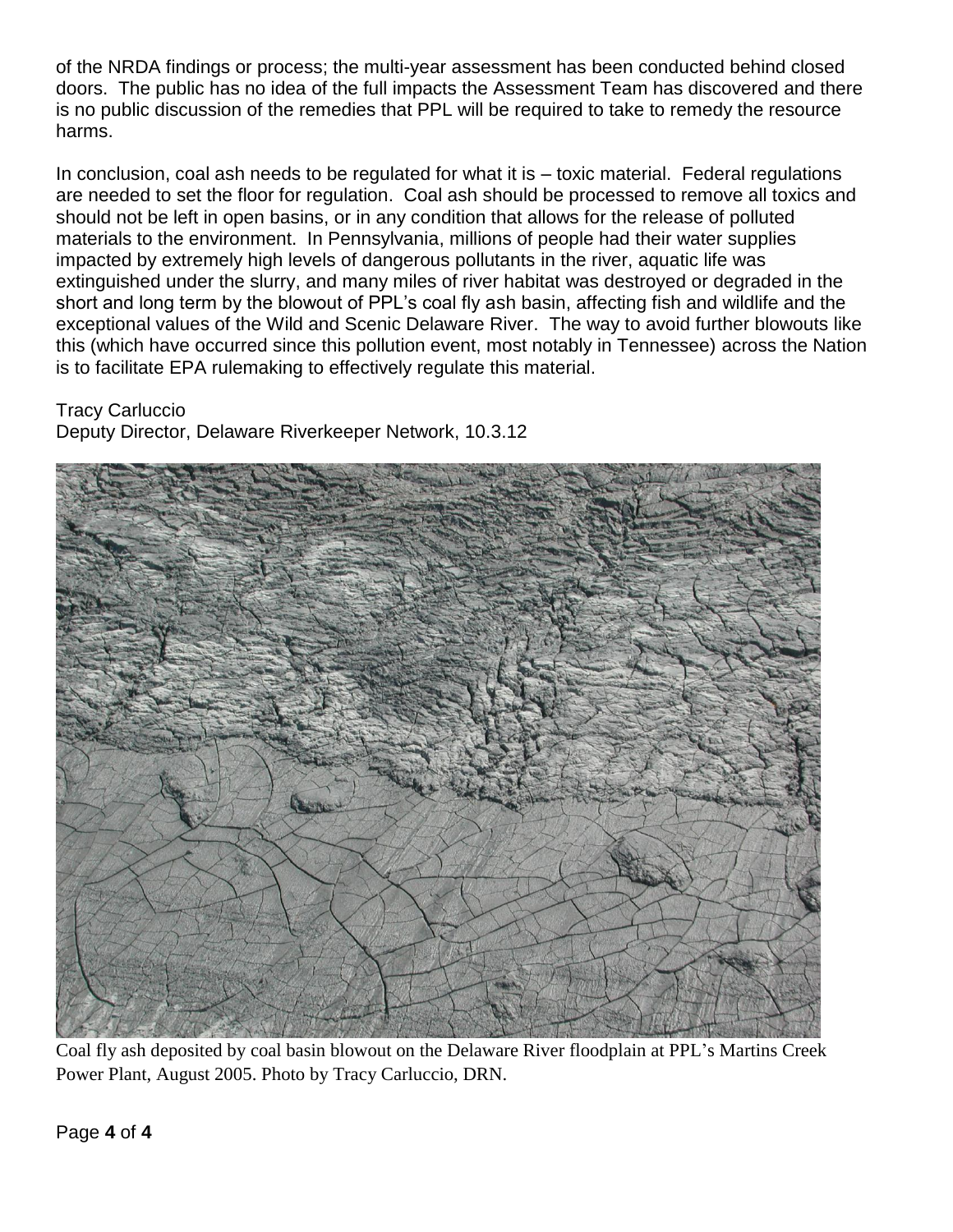of the NRDA findings or process; the multi-year assessment has been conducted behind closed doors. The public has no idea of the full impacts the Assessment Team has discovered and there is no public discussion of the remedies that PPL will be required to take to remedy the resource harms.

In conclusion, coal ash needs to be regulated for what it is – toxic material. Federal regulations are needed to set the floor for regulation. Coal ash should be processed to remove all toxics and should not be left in open basins, or in any condition that allows for the release of polluted materials to the environment. In Pennsylvania, millions of people had their water supplies impacted by extremely high levels of dangerous pollutants in the river, aquatic life was extinguished under the slurry, and many miles of river habitat was destroyed or degraded in the short and long term by the blowout of PPL's coal fly ash basin, affecting fish and wildlife and the exceptional values of the Wild and Scenic Delaware River. The way to avoid further blowouts like this (which have occurred since this pollution event, most notably in Tennessee) across the Nation is to facilitate EPA rulemaking to effectively regulate this material.

Tracy Carluccio
Deputy Director, Delaware Riverkeeper Network, 10.3.12

Coal fly ash deposited by coal basin blowout on the Delaware River floodplain at PPL's Martins Creek Power Plant, August 2005. Photo by Tracy Carluccio, DRN.